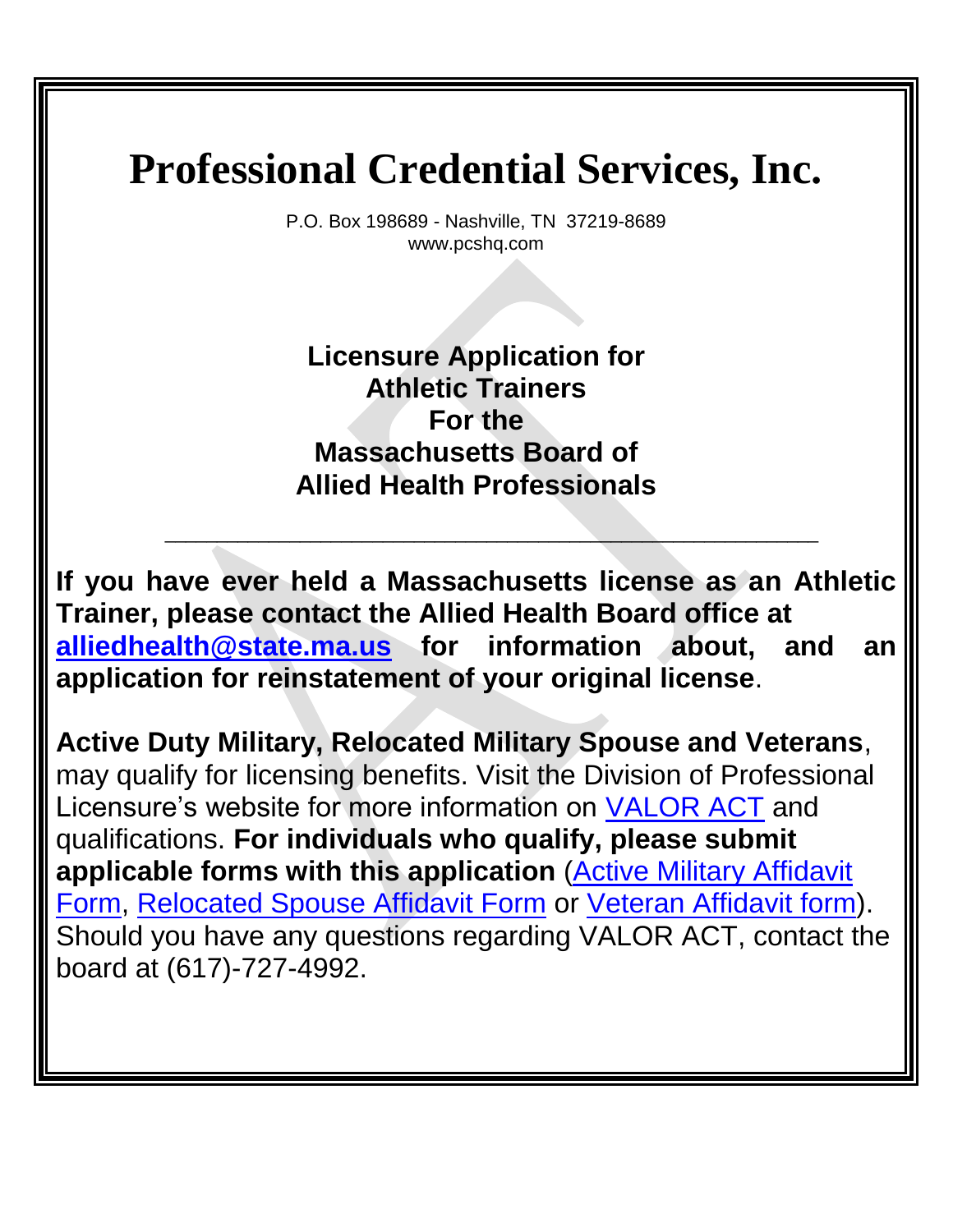# Professional Credential Services, Inc.

P.O. Box 198689 - Nashville, TN 37219-8689
www.pcshq.com

## Licensure Application for Athletic Trainers For the Massachusetts Board of Allied Health Professionals

---

**If you have ever held a Massachusetts license as an Athletic Trainer, please contact the Allied Health Board office at alliedhealth@state.ma.us for information about, and an application for reinstatement of your original license**.

**Active Duty Military, Relocated Military Spouse and Veterans**, may qualify for licensing benefits. Visit the Division of Professional Licensure's website for more information on VALOR ACT and qualifications. **For individuals who qualify, please submit applicable forms with this application** (Active Military Affidavit Form, Relocated Spouse Affidavit Form or Veteran Affidavit form). Should you have any questions regarding VALOR ACT, contact the board at (617)-727-4992.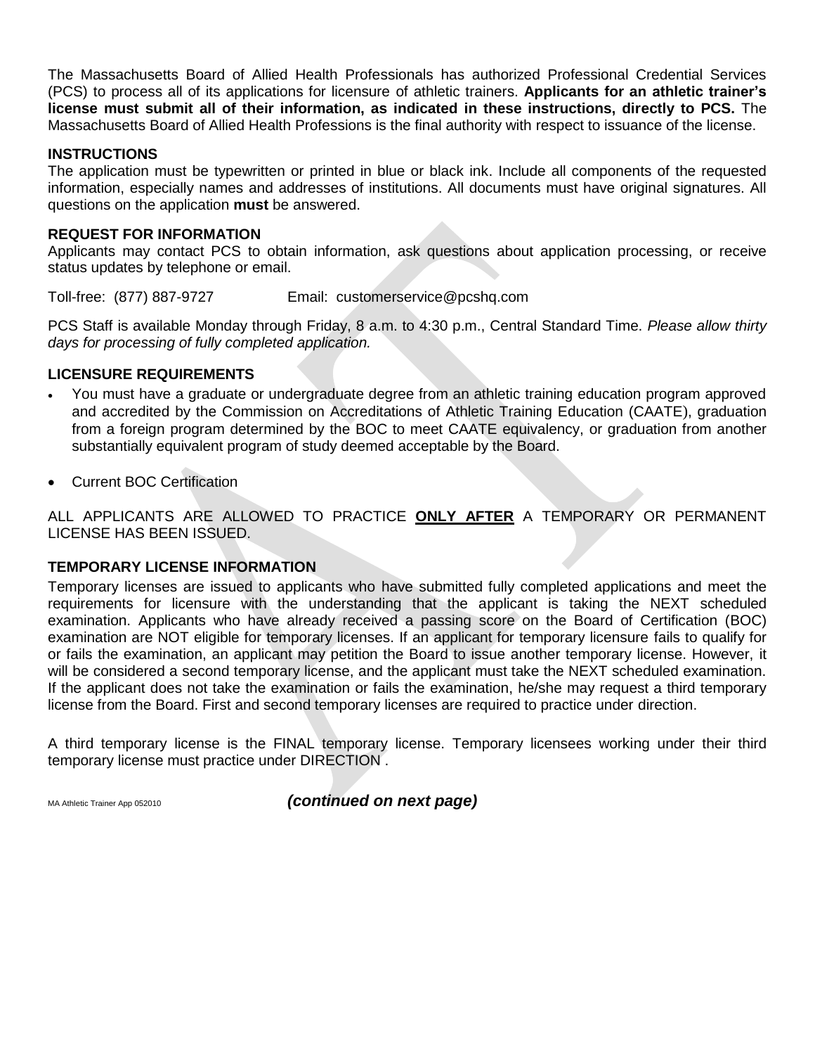The Massachusetts Board of Allied Health Professionals has authorized Professional Credential Services (PCS) to process all of its applications for licensure of athletic trainers. **Applicants for an athletic trainer's license must submit all of their information, as indicated in these instructions, directly to PCS.** The Massachusetts Board of Allied Health Professions is the final authority with respect to issuance of the license.

### INSTRUCTIONS

The application must be typewritten or printed in blue or black ink. Include all components of the requested information, especially names and addresses of institutions. All documents must have original signatures. All questions on the application **must** be answered.

### REQUEST FOR INFORMATION

Applicants may contact PCS to obtain information, ask questions about application processing, or receive status updates by telephone or email.

Toll-free: (877) 887-9727 Email: customerservice@pcshq.com

PCS Staff is available Monday through Friday, 8 a.m. to 4:30 p.m., Central Standard Time. *Please allow thirty days for processing of fully completed application.*

### LICENSURE REQUIREMENTS

- You must have a graduate or undergraduate degree from an athletic training education program approved and accredited by the Commission on Accreditations of Athletic Training Education (CAATE), graduation from a foreign program determined by the BOC to meet CAATE equivalency, or graduation from another substantially equivalent program of study deemed acceptable by the Board.
- Current BOC Certification

ALL APPLICANTS ARE ALLOWED TO PRACTICE **ONLY AFTER** A TEMPORARY OR PERMANENT LICENSE HAS BEEN ISSUED.

### TEMPORARY LICENSE INFORMATION

Temporary licenses are issued to applicants who have submitted fully completed applications and meet the requirements for licensure with the understanding that the applicant is taking the NEXT scheduled examination. Applicants who have already received a passing score on the Board of Certification (BOC) examination are NOT eligible for temporary licenses. If an applicant for temporary licensure fails to qualify for or fails the examination, an applicant may petition the Board to issue another temporary license. However, it will be considered a second temporary license, and the applicant must take the NEXT scheduled examination. If the applicant does not take the examination or fails the examination, he/she may request a third temporary license from the Board. First and second temporary licenses are required to practice under direction.

A third temporary license is the FINAL temporary license. Temporary licensees working under their third temporary license must practice under DIRECTION .

MA Athletic Trainer App 052010

***(continued on next page)***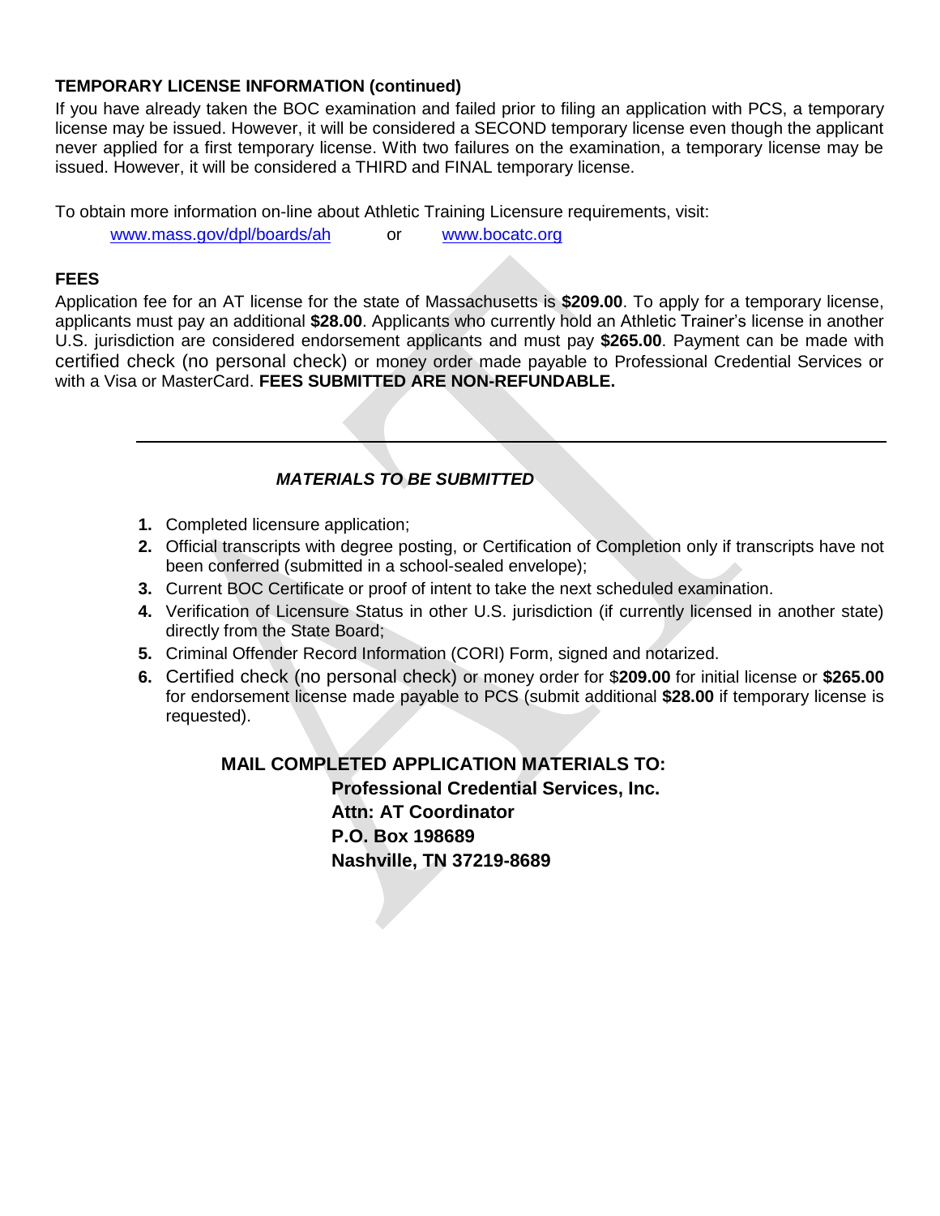## TEMPORARY LICENSE INFORMATION (continued)

If you have already taken the BOC examination and failed prior to filing an application with PCS, a temporary license may be issued. However, it will be considered a SECOND temporary license even though the applicant never applied for a first temporary license. With two failures on the examination, a temporary license may be issued. However, it will be considered a THIRD and FINAL temporary license.

To obtain more information on-line about Athletic Training Licensure requirements, visit:

www.mass.gov/dpl/boards/ah or www.bocatc.org

## FEES

Application fee for an AT license for the state of Massachusetts is **$209.00**. To apply for a temporary license, applicants must pay an additional **$28.00**. Applicants who currently hold an Athletic Trainer's license in another U.S. jurisdiction are considered endorsement applicants and must pay **$265.00**. Payment can be made with certified check (no personal check) or money order made payable to Professional Credential Services or with a Visa or MasterCard. **FEES SUBMITTED ARE NON-REFUNDABLE.**

---

### *MATERIALS TO BE SUBMITTED*

1. Completed licensure application;
2. Official transcripts with degree posting, or Certification of Completion only if transcripts have not been conferred (submitted in a school-sealed envelope);
3. Current BOC Certificate or proof of intent to take the next scheduled examination.
4. Verification of Licensure Status in other U.S. jurisdiction (if currently licensed in another state) directly from the State Board;
5. Criminal Offender Record Information (CORI) Form, signed and notarized.
6. Certified check (no personal check) or money order for $**209.00** for initial license or **$265.00** for endorsement license made payable to PCS (submit additional **$28.00** if temporary license is requested).

**MAIL COMPLETED APPLICATION MATERIALS TO:**

**Professional Credential Services, Inc.**
**Attn: AT Coordinator**
**P.O. Box 198689**
**Nashville, TN 37219-8689**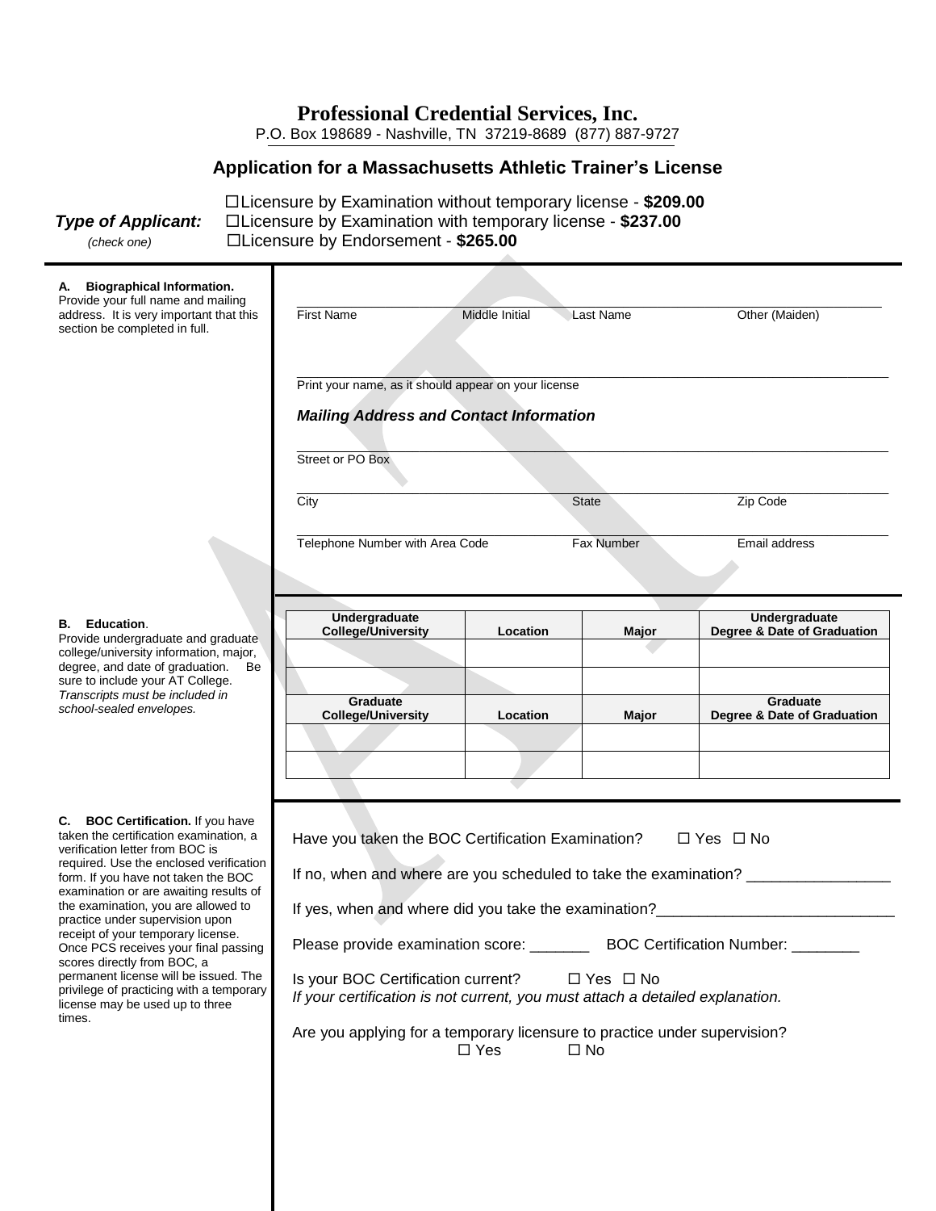# Professional Credential Services, Inc.

P.O. Box 198689 - Nashville, TN 37219-8689 (877) 887-9727

## Application for a Massachusetts Athletic Trainer's License

***Type of Applicant:*** *(check one)*

☐ Licensure by Examination without temporary license - **$209.00**

☐ Licensure by Examination with temporary license - **$237.00**

☐ Licensure by Endorsement - **$265.00**

---

**A. Biographical Information.** Provide your full name and mailing address. It is very important that this section be completed in full.

First Name ______ Middle Initial ______ Last Name ______ Other (Maiden) ______

Print your name, as it should appear on your license ______

***Mailing Address and Contact Information***

Street or PO Box ______

City ______ State ______ Zip Code ______

Telephone Number with Area Code ______ Fax Number ______ Email address ______

---

**B. Education**. Provide undergraduate and graduate college/university information, major, degree, and date of graduation. Be sure to include your AT College. *Transcripts must be included in school-sealed envelopes.*

| Undergraduate College/University | Location | Major | Undergraduate Degree & Date of Graduation |
|---|---|---|---|
| | | | |
| | | | |

| Graduate College/University | Location | Major | Graduate Degree & Date of Graduation |
|---|---|---|---|
| | | | |
| | | | |

---

**C. BOC Certification.** If you have taken the certification examination, a verification letter from BOC is required. Use the enclosed verification form. If you have not taken the BOC examination or are awaiting results of the examination, you are allowed to practice under supervision upon receipt of your temporary license. Once PCS receives your final passing scores directly from BOC, a permanent license will be issued. The privilege of practicing with a temporary license may be used up to three times.

Have you taken the BOC Certification Examination? ☐ Yes ☐ No

If no, when and where are you scheduled to take the examination? ________________

If yes, when and where did you take the examination?___________________________

Please provide examination score: _______ BOC Certification Number: ________

Is your BOC Certification current? ☐ Yes ☐ No

*If your certification is not current, you must attach a detailed explanation.*

Are you applying for a temporary licensure to practice under supervision?

☐ Yes ☐ No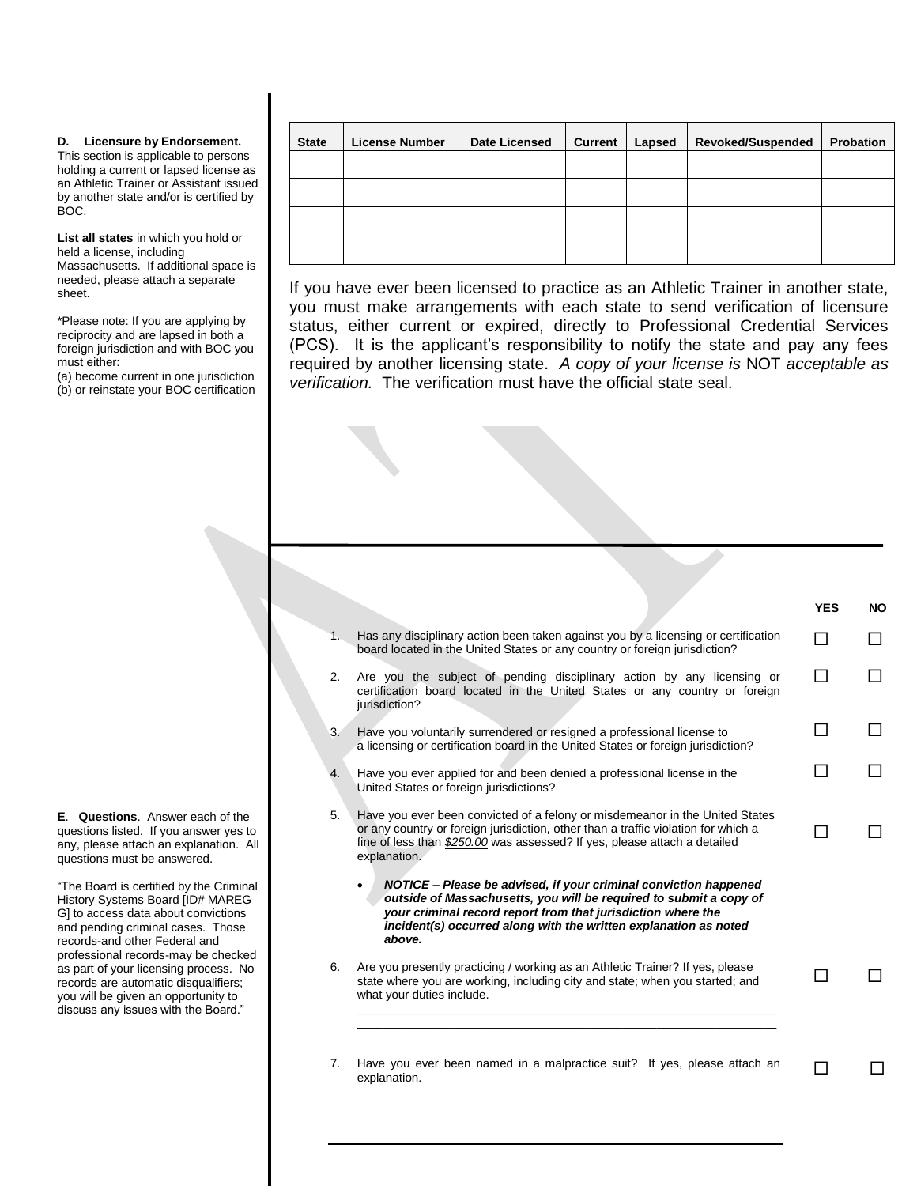**D. Licensure by Endorsement.** This section is applicable to persons holding a current or lapsed license as an Athletic Trainer or Assistant issued by another state and/or is certified by BOC.

**List all states** in which you hold or held a license, including Massachusetts. If additional space is needed, please attach a separate sheet.

*Please note: If you are applying by reciprocity and are lapsed in both a foreign jurisdiction and with BOC you must either:
(a) become current in one jurisdiction
(b) or reinstate your BOC certification

| State | License Number | Date Licensed | Current | Lapsed | Revoked/Suspended | Probation |
|---|---|---|---|---|---|---|
| | | | | | | |
| | | | | | | |
| | | | | | | |
| | | | | | | |

If you have ever been licensed to practice as an Athletic Trainer in another state, you must make arrangements with each state to send verification of licensure status, either current or expired, directly to Professional Credential Services (PCS). It is the applicant's responsibility to notify the state and pay any fees required by another licensing state. *A copy of your license is* NOT *acceptable as verification.* The verification must have the official state seal.

**E. Questions**. Answer each of the questions listed. If you answer yes to any, please attach an explanation. All questions must be answered.

"The Board is certified by the Criminal History Systems Board [ID# MAREG G] to access data about convictions and pending criminal cases. Those records-and other Federal and professional records-may be checked as part of your licensing process. No records are automatic disqualifiers; you will be given an opportunity to discuss any issues with the Board."

| | Question | YES | NO |
|---|---|---|---|
| 1. | Has any disciplinary action been taken against you by a licensing or certification board located in the United States or any country or foreign jurisdiction? | ☐ | ☐ |
| 2. | Are you the subject of pending disciplinary action by any licensing or certification board located in the United States or any country or foreign jurisdiction? | ☐ | ☐ |
| 3. | Have you voluntarily surrendered or resigned a professional license to a licensing or certification board in the United States or foreign jurisdiction? | ☐ | ☐ |
| 4. | Have you ever applied for and been denied a professional license in the United States or foreign jurisdictions? | ☐ | ☐ |
| 5. | Have you ever been convicted of a felony or misdemeanor in the United States or any country or foreign jurisdiction, other than a traffic violation for which a fine of less than *$250.00* was assessed? If yes, please attach a detailed explanation. | ☐ | ☐ |

- ***NOTICE – Please be advised, if your criminal conviction happened outside of Massachusetts, you will be required to submit a copy of your criminal record report from that jurisdiction where the incident(s) occurred along with the written explanation as noted above.***

| | Question | YES | NO |
|---|---|---|---|
| 6. | Are you presently practicing / working as an Athletic Trainer? If yes, please state where you are working, including city and state; when you started; and what your duties include. | ☐ | ☐ |
| 7. | Have you ever been named in a malpractice suit? If yes, please attach an explanation. | ☐ | ☐ |

_______________________________________________

_______________________________________________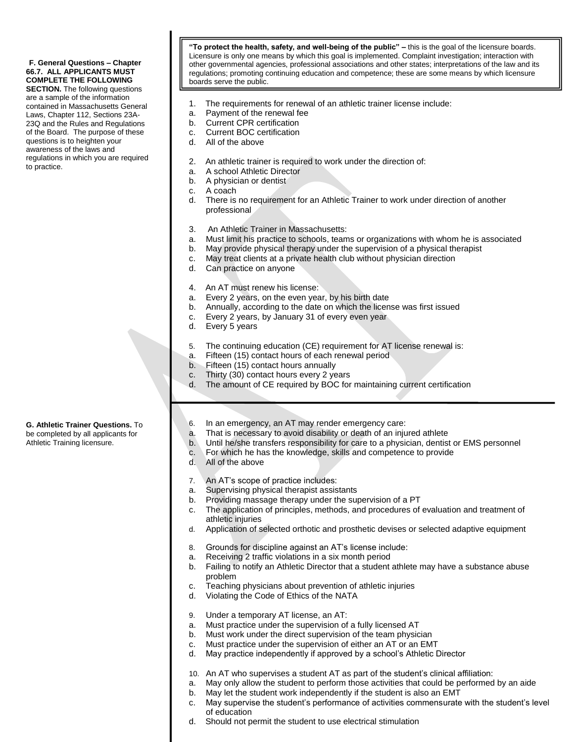**F. General Questions – Chapter 66.7. ALL APPLICANTS MUST COMPLETE THE FOLLOWING SECTION.** The following questions are a sample of the information contained in Massachusetts General Laws, Chapter 112, Sections 23A-23Q and the Rules and Regulations of the Board. The purpose of these questions is to heighten your awareness of the laws and regulations in which you are required to practice.

**"To protect the health, safety, and well-being of the public" –** this is the goal of the licensure boards. Licensure is only one means by which this goal is implemented. Complaint investigation; interaction with other governmental agencies, professional associations and other states; interpretations of the law and its regulations; promoting continuing education and competence; these are some means by which licensure boards serve the public.

1. The requirements for renewal of an athletic trainer license include:
   a. Payment of the renewal fee
   b. Current CPR certification
   c. Current BOC certification
   d. All of the above

2. An athletic trainer is required to work under the direction of:
   a. A school Athletic Director
   b. A physician or dentist
   c. A coach
   d. There is no requirement for an Athletic Trainer to work under direction of another professional

3. An Athletic Trainer in Massachusetts:
   a. Must limit his practice to schools, teams or organizations with whom he is associated
   b. May provide physical therapy under the supervision of a physical therapist
   c. May treat clients at a private health club without physician direction
   d. Can practice on anyone

4. An AT must renew his license:
   a. Every 2 years, on the even year, by his birth date
   b. Annually, according to the date on which the license was first issued
   c. Every 2 years, by January 31 of every even year
   d. Every 5 years

5. The continuing education (CE) requirement for AT license renewal is:
   a. Fifteen (15) contact hours of each renewal period
   b. Fifteen (15) contact hours annually
   c. Thirty (30) contact hours every 2 years
   d. The amount of CE required by BOC for maintaining current certification

**G. Athletic Trainer Questions.** To be completed by all applicants for Athletic Training licensure.

6. In an emergency, an AT may render emergency care:
   a. That is necessary to avoid disability or death of an injured athlete
   b. Until he/she transfers responsibility for care to a physician, dentist or EMS personnel
   c. For which he has the knowledge, skills and competence to provide
   d. All of the above

7. An AT's scope of practice includes:
   a. Supervising physical therapist assistants
   b. Providing massage therapy under the supervision of a PT
   c. The application of principles, methods, and procedures of evaluation and treatment of athletic injuries
   d. Application of selected orthotic and prosthetic devises or selected adaptive equipment

8. Grounds for discipline against an AT's license include:
   a. Receiving 2 traffic violations in a six month period
   b. Failing to notify an Athletic Director that a student athlete may have a substance abuse problem
   c. Teaching physicians about prevention of athletic injuries
   d. Violating the Code of Ethics of the NATA

9. Under a temporary AT license, an AT:
   a. Must practice under the supervision of a fully licensed AT
   b. Must work under the direct supervision of the team physician
   c. Must practice under the supervision of either an AT or an EMT
   d. May practice independently if approved by a school's Athletic Director

10. An AT who supervises a student AT as part of the student's clinical affiliation:
    a. May only allow the student to perform those activities that could be performed by an aide
    b. May let the student work independently if the student is also an EMT
    c. May supervise the student's performance of activities commensurate with the student's level of education
    d. Should not permit the student to use electrical stimulation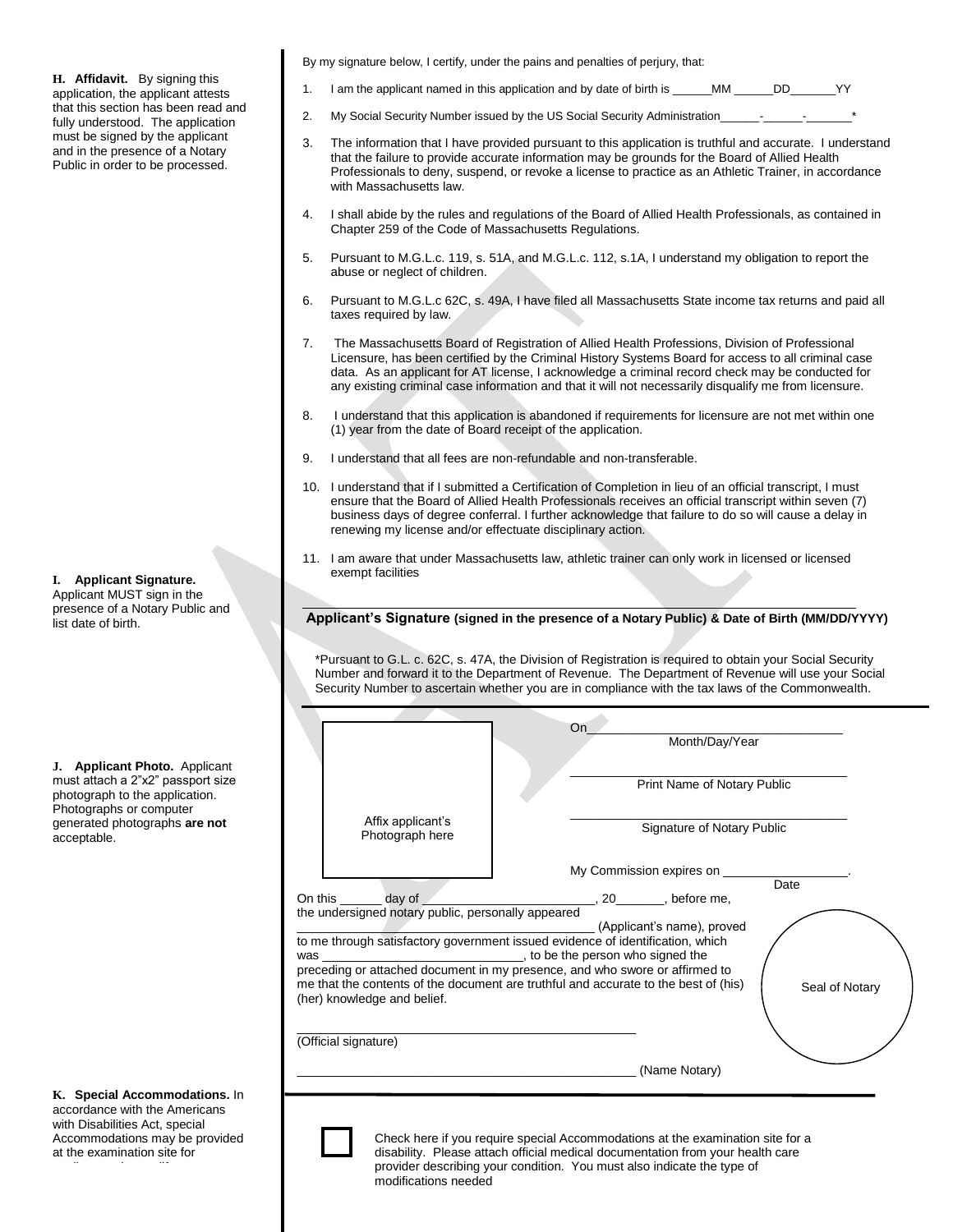**H. Affidavit.** By signing this application, the applicant attests that this section has been read and fully understood. The application must be signed by the applicant and in the presence of a Notary Public in order to be processed.

By my signature below, I certify, under the pains and penalties of perjury, that:

1. I am the applicant named in this application and by date of birth is ______MM ______DD_______YY
2. My Social Security Number issued by the US Social Security Administration______-______-_______*
3. The information that I have provided pursuant to this application is truthful and accurate. I understand that the failure to provide accurate information may be grounds for the Board of Allied Health Professionals to deny, suspend, or revoke a license to practice as an Athletic Trainer, in accordance with Massachusetts law.
4. I shall abide by the rules and regulations of the Board of Allied Health Professionals, as contained in Chapter 259 of the Code of Massachusetts Regulations.
5. Pursuant to M.G.L.c. 119, s. 51A, and M.G.L.c. 112, s.1A, I understand my obligation to report the abuse or neglect of children.
6. Pursuant to M.G.L.c 62C, s. 49A, I have filed all Massachusetts State income tax returns and paid all taxes required by law.
7. The Massachusetts Board of Registration of Allied Health Professions, Division of Professional Licensure, has been certified by the Criminal History Systems Board for access to all criminal case data. As an applicant for AT license, I acknowledge a criminal record check may be conducted for any existing criminal case information and that it will not necessarily disqualify me from licensure.
8. I understand that this application is abandoned if requirements for licensure are not met within one (1) year from the date of Board receipt of the application.
9. I understand that all fees are non-refundable and non-transferable.
10. I understand that if I submitted a Certification of Completion in lieu of an official transcript, I must ensure that the Board of Allied Health Professionals receives an official transcript within seven (7) business days of degree conferral. I further acknowledge that failure to do so will cause a delay in renewing my license and/or effectuate disciplinary action.
11. I am aware that under Massachusetts law, athletic trainer can only work in licensed or licensed exempt facilities

**I. Applicant Signature.** Applicant MUST sign in the presence of a Notary Public and list date of birth.

_______________________________________________

**Applicant's Signature (signed in the presence of a Notary Public) & Date of Birth (MM/DD/YYYY)**

*Pursuant to G.L. c. 62C, s. 47A, the Division of Registration is required to obtain your Social Security Number and forward it to the Department of Revenue. The Department of Revenue will use your Social Security Number to ascertain whether you are in compliance with the tax laws of the Commonwealth.

**J. Applicant Photo.** Applicant must attach a 2"x2" passport size photograph to the application. Photographs or computer generated photographs **are not** acceptable.

Affix applicant's Photograph here

On_______________________________
Month/Day/Year

_______________________________
Print Name of Notary Public

_______________________________
Signature of Notary Public

My Commission expires on __________________.
Date

On this ______ day of ________________________, 20_______, before me, the undersigned notary public, personally appeared ________________________________________ (Applicant's name), proved to me through satisfactory government issued evidence of identification, which was _____________________________, to be the person who signed the preceding or attached document in my presence, and who swore or affirmed to me that the contents of the document are truthful and accurate to the best of (his) (her) knowledge and belief.

Seal of Notary

_______________________________________________
(Official signature)

_______________________________________________ (Name Notary)

**K. Special Accommodations.** In accordance with the Americans with Disabilities Act, special Accommodations may be provided at the examination site for

☐ Check here if you require special Accommodations at the examination site for a disability. Please attach official medical documentation from your health care provider describing your condition. You must also indicate the type of modifications needed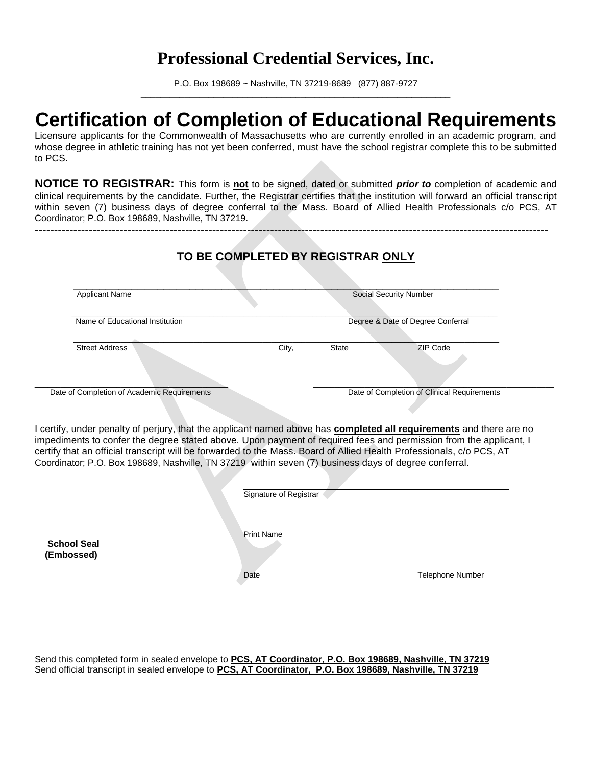# Professional Credential Services, Inc.

P.O. Box 198689 ~ Nashville, TN 37219-8689 (877) 887-9727

# Certification of Completion of Educational Requirements

Licensure applicants for the Commonwealth of Massachusetts who are currently enrolled in an academic program, and whose degree in athletic training has not yet been conferred, must have the school registrar complete this to be submitted to PCS.

**NOTICE TO REGISTRAR:** This form is **not** to be signed, dated or submitted ***prior to*** completion of academic and clinical requirements by the candidate. Further, the Registrar certifies that the institution will forward an official transcript within seven (7) business days of degree conferral to the Mass. Board of Allied Health Professionals c/o PCS, AT Coordinator; P.O. Box 198689, Nashville, TN 37219.

---

## TO BE COMPLETED BY REGISTRAR ONLY

Applicant Name ______________________ Social Security Number ______________________

Name of Educational Institution ______________________ Degree & Date of Degree Conferral ______________________

Street Address ______________________ City, ______ State ______ ZIP Code ______

Date of Completion of Academic Requirements ______________________ Date of Completion of Clinical Requirements ______________________

I certify, under penalty of perjury, that the applicant named above has **completed all requirements** and there are no impediments to confer the degree stated above. Upon payment of required fees and permission from the applicant, I certify that an official transcript will be forwarded to the Mass. Board of Allied Health Professionals, c/o PCS, AT Coordinator; P.O. Box 198689, Nashville, TN 37219 within seven (7) business days of degree conferral.

Signature of Registrar ______________________

Print Name ______________________

**School Seal (Embossed)**

Date ______________________ Telephone Number ______________________

Send this completed form in sealed envelope to **PCS, AT Coordinator, P.O. Box 198689, Nashville, TN 37219**

Send official transcript in sealed envelope to **PCS, AT Coordinator, P.O. Box 198689, Nashville, TN 37219**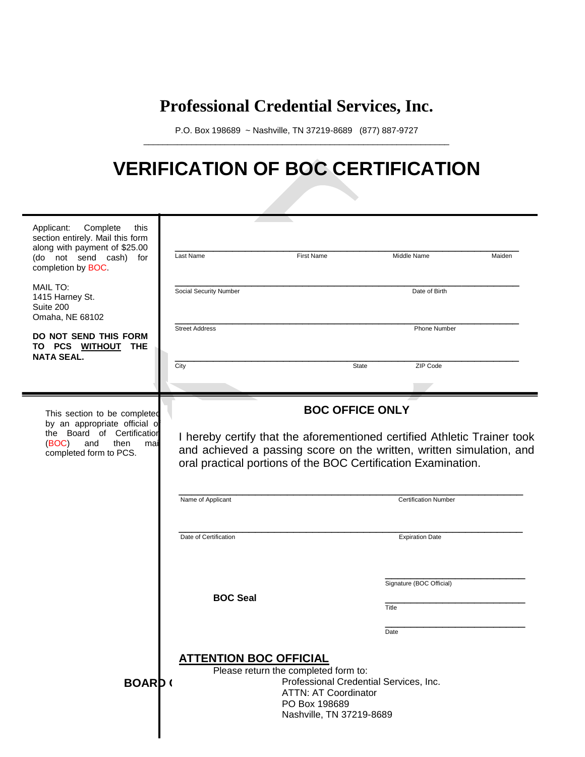# Professional Credential Services, Inc.

P.O. Box 198689 ~ Nashville, TN 37219-8689 (877) 887-9727

# VERIFICATION OF BOC CERTIFICATION

Applicant: Complete this section entirely. Mail this form along with payment of $25.00 (do not send cash) for completion by BOC.

MAIL TO:
1415 Harney St.
Suite 200
Omaha, NE 68102

**DO NOT SEND THIS FORM TO PCS WITHOUT THE NATA SEAL.**

Last Name ____ First Name ____ Middle Name ____ Maiden ____

Social Security Number ____ Date of Birth ____

Street Address ____ Phone Number ____

City ____ State ____ ZIP Code ____

---

This section to be completed by an appropriate official of the Board of Certification (BOC) and then mail completed form to PCS.

**BOC OFFICE ONLY**

I hereby certify that the aforementioned certified Athletic Trainer took and achieved a passing score on the written, written simulation, and oral practical portions of the BOC Certification Examination.

Name of Applicant ____ Certification Number ____

Date of Certification ____ Expiration Date ____

Signature (BOC Official) ____

**BOC Seal**

Title ____

Date ____

**ATTENTION BOC OFFICIAL**

Please return the completed form to:
Professional Credential Services, Inc.
ATTN: AT Coordinator
PO Box 198689
Nashville, TN 37219-8689

**BOARD (**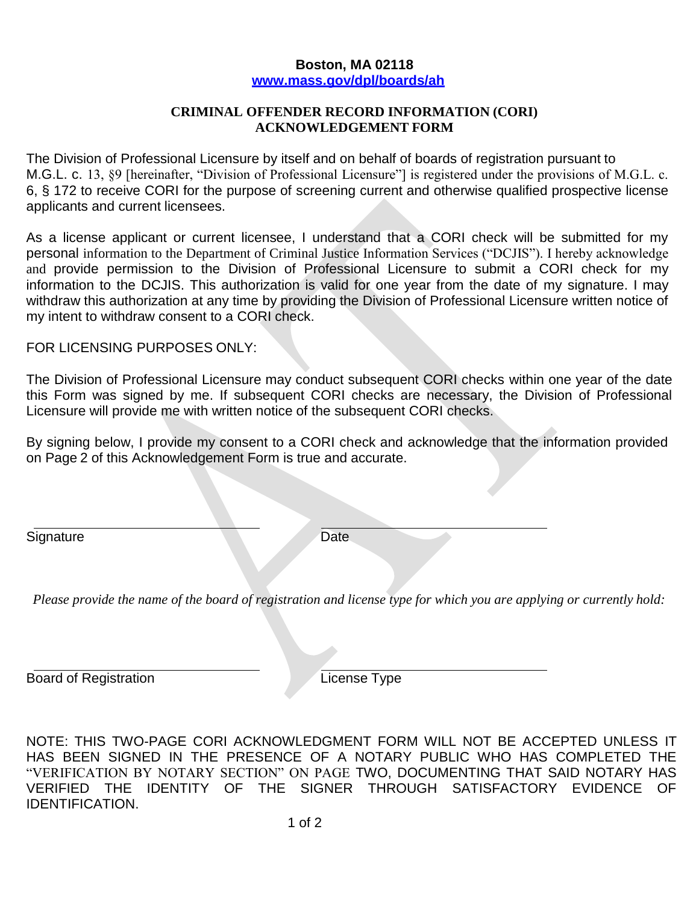**Boston, MA 02118**
**[www.mass.gov/dpl/boards/ah](http://www.mass.gov/dpl/boards/ah)**

## CRIMINAL OFFENDER RECORD INFORMATION (CORI) ACKNOWLEDGEMENT FORM

The Division of Professional Licensure by itself and on behalf of boards of registration pursuant to M.G.L. c. 13, §9 [hereinafter, "Division of Professional Licensure"] is registered under the provisions of M.G.L. c. 6, § 172 to receive CORI for the purpose of screening current and otherwise qualified prospective license applicants and current licensees.

As a license applicant or current licensee, I understand that a CORI check will be submitted for my personal information to the Department of Criminal Justice Information Services ("DCJIS"). I hereby acknowledge and provide permission to the Division of Professional Licensure to submit a CORI check for my information to the DCJIS. This authorization is valid for one year from the date of my signature. I may withdraw this authorization at any time by providing the Division of Professional Licensure written notice of my intent to withdraw consent to a CORI check.

FOR LICENSING PURPOSES ONLY:

The Division of Professional Licensure may conduct subsequent CORI checks within one year of the date this Form was signed by me. If subsequent CORI checks are necessary, the Division of Professional Licensure will provide me with written notice of the subsequent CORI checks.

By signing below, I provide my consent to a CORI check and acknowledge that the information provided on Page 2 of this Acknowledgement Form is true and accurate.

\_\_\_\_\_\_\_\_\_\_\_\_\_\_\_\_\_\_\_\_\_\_\_\_\_\_\_\_\_\_ \_\_\_\_\_\_\_\_\_\_\_\_\_\_\_\_\_\_\_\_\_\_\_\_\_\_\_\_\_\_
Signature Date

*Please provide the name of the board of registration and license type for which you are applying or currently hold:*

\_\_\_\_\_\_\_\_\_\_\_\_\_\_\_\_\_\_\_\_\_\_\_\_\_\_\_\_\_\_ \_\_\_\_\_\_\_\_\_\_\_\_\_\_\_\_\_\_\_\_\_\_\_\_\_\_\_\_\_\_
Board of Registration License Type

NOTE: THIS TWO-PAGE CORI ACKNOWLEDGMENT FORM WILL NOT BE ACCEPTED UNLESS IT HAS BEEN SIGNED IN THE PRESENCE OF A NOTARY PUBLIC WHO HAS COMPLETED THE "VERIFICATION BY NOTARY SECTION" ON PAGE TWO, DOCUMENTING THAT SAID NOTARY HAS VERIFIED THE IDENTITY OF THE SIGNER THROUGH SATISFACTORY EVIDENCE OF IDENTIFICATION.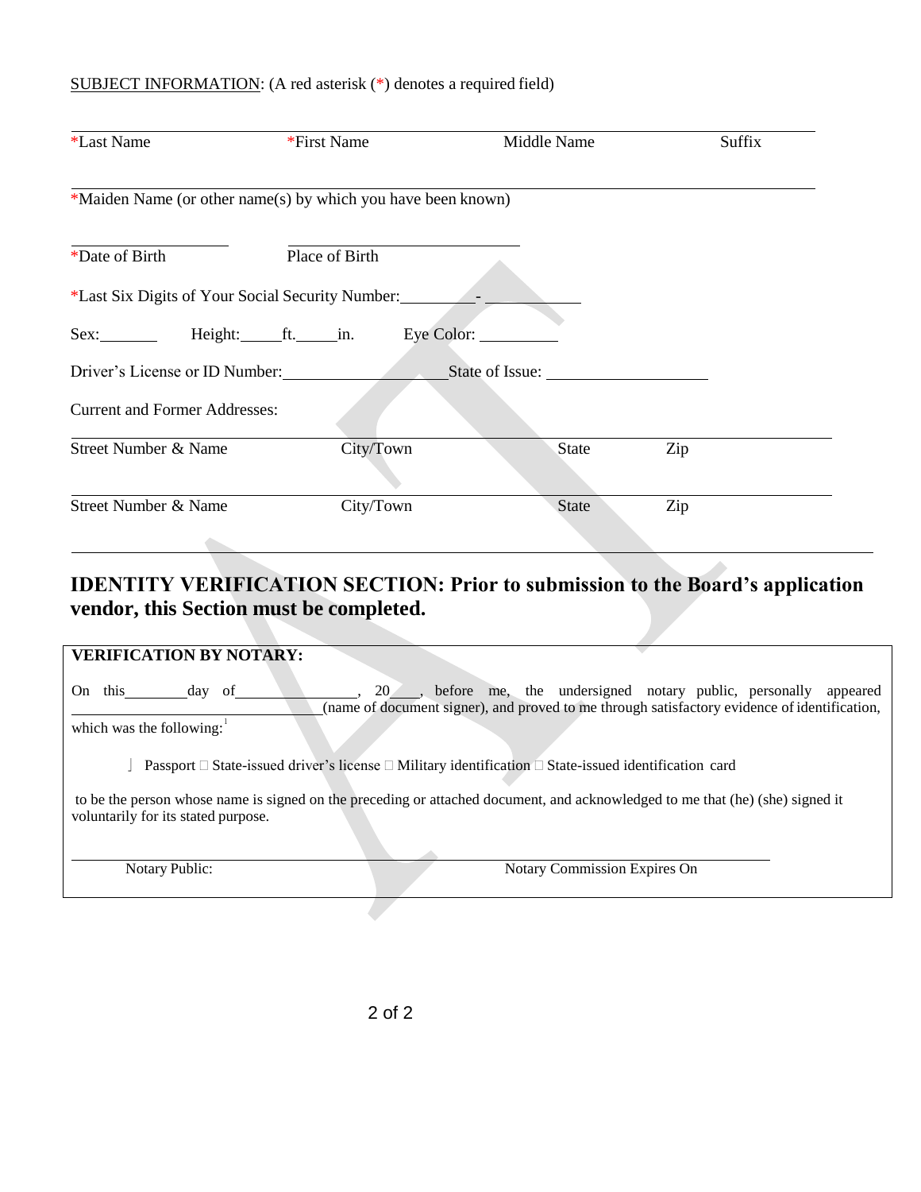SUBJECT INFORMATION: (A red asterisk (*) denotes a required field)

| *Last Name | *First Name | Middle Name | Suffix |
|---|---|---|---|

*Maiden Name (or other name(s) by which you have been known)

| *Date of Birth | Place of Birth |
|---|---|

*Last Six Digits of Your Social Security Number:________-____________

Sex:_______ Height:_____ft._____in. Eye Color: _________

Driver's License or ID Number:__________________ State of Issue: __________________

Current and Former Addresses:

| Street Number & Name | City/Town | State | Zip |
|---|---|---|---|
| Street Number & Name | City/Town | State | Zip |

## IDENTITY VERIFICATION SECTION: Prior to submission to the Board's application vendor, this Section must be completed.

**VERIFICATION BY NOTARY:**

On this________day of_______________, 20___, before me, the undersigned notary public, personally appeared ____________________________(name of document signer), and proved to me through satisfactory evidence of identification, which was the following:[1]

☐ Passport ☐ State-issued driver's license ☐ Military identification ☐ State-issued identification card

to be the person whose name is signed on the preceding or attached document, and acknowledged to me that (he) (she) signed it voluntarily for its stated purpose.

Notary Public: Notary Commission Expires On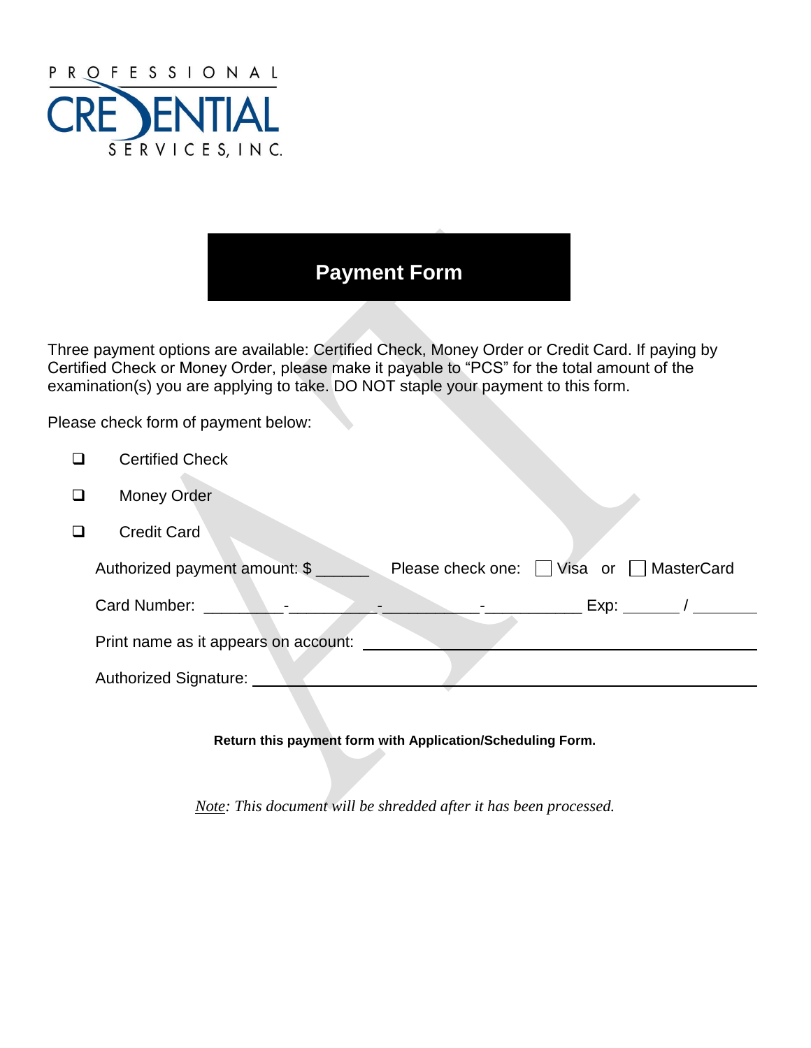PROFESSIONAL CREDENTIAL SERVICES, INC.

# Payment Form

Three payment options are available: Certified Check, Money Order or Credit Card. If paying by Certified Check or Money Order, please make it payable to "PCS" for the total amount of the examination(s) you are applying to take. DO NOT staple your payment to this form.

Please check form of payment below:

- ❑ Certified Check
- ❑ Money Order
- ❑ Credit Card

Authorized payment amount: $ ______ Please check one: ☐ Visa or ☐ MasterCard

Card Number: _________-__________-___________-___________ Exp: ______ / _______

Print name as it appears on account: ______________________________________________

Authorized Signature: ______________________________________________________

**Return this payment form with Application/Scheduling Form.**

*Note: This document will be shredded after it has been processed.*